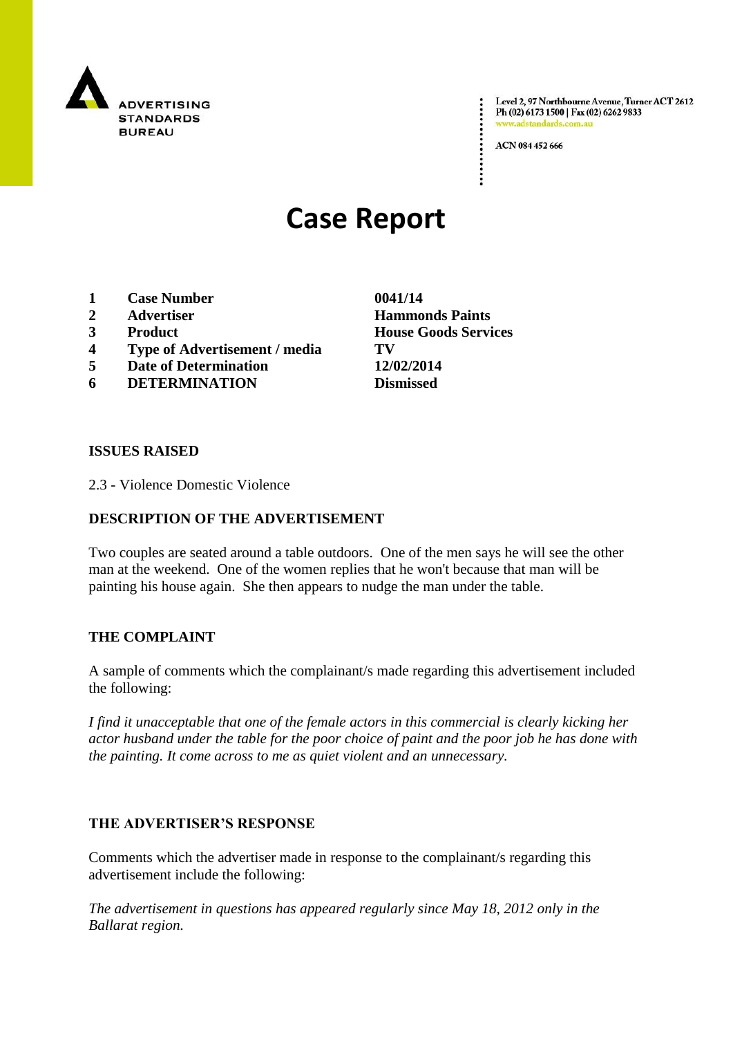ADVERTISING STANDARDS BUREAU

Level 2, 97 Northbourne Avenue, Turner ACT 2612
Ph (02) 6173 1500 | Fax (02) 6262 9833
www.adstandards.com.au

ACN 084 452 666

# Case Report

| | | |
|---|---|---|
| 1 | **Case Number** | **0041/14** |
| 2 | **Advertiser** | **Hammonds Paints** |
| 3 | **Product** | **House Goods Services** |
| 4 | **Type of Advertisement / media** | **TV** |
| 5 | **Date of Determination** | **12/02/2014** |
| 6 | **DETERMINATION** | **Dismissed** |

## ISSUES RAISED

2.3 - Violence Domestic Violence

## DESCRIPTION OF THE ADVERTISEMENT

Two couples are seated around a table outdoors. One of the men says he will see the other man at the weekend. One of the women replies that he won't because that man will be painting his house again. She then appears to nudge the man under the table.

## THE COMPLAINT

A sample of comments which the complainant/s made regarding this advertisement included the following:

*I find it unacceptable that one of the female actors in this commercial is clearly kicking her actor husband under the table for the poor choice of paint and the poor job he has done with the painting. It come across to me as quiet violent and an unnecessary.*

## THE ADVERTISER'S RESPONSE

Comments which the advertiser made in response to the complainant/s regarding this advertisement include the following:

*The advertisement in questions has appeared regularly since May 18, 2012 only in the Ballarat region.*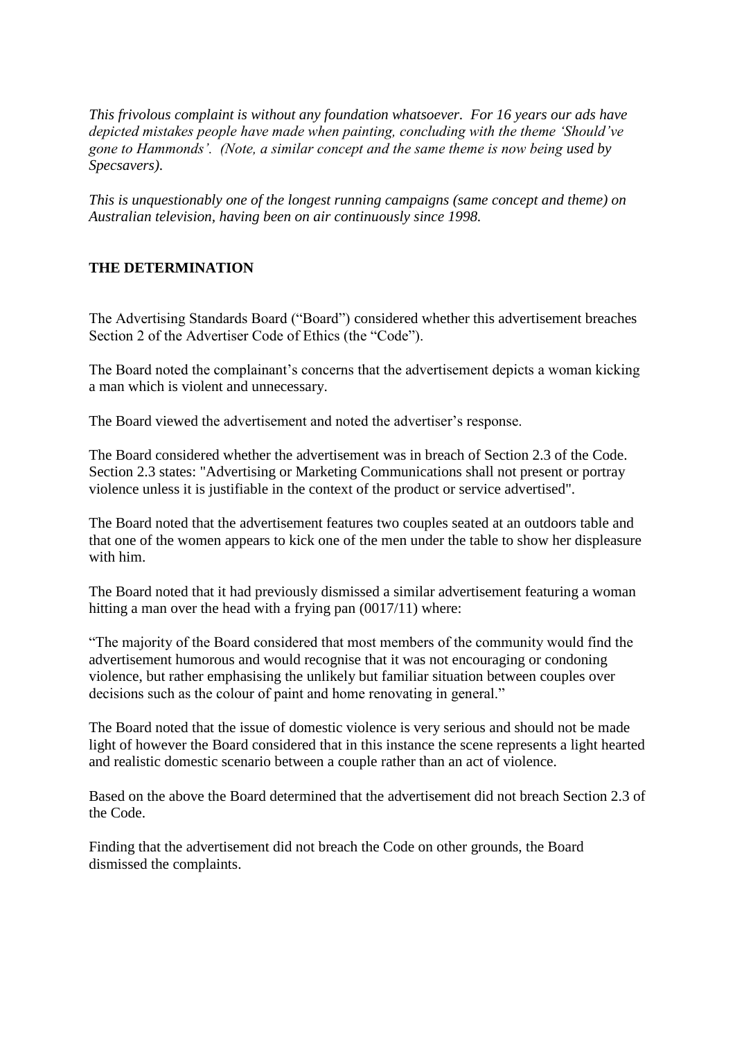*This frivolous complaint is without any foundation whatsoever. For 16 years our ads have depicted mistakes people have made when painting, concluding with the theme 'Should've gone to Hammonds'. (Note, a similar concept and the same theme is now being used by Specsavers).*

*This is unquestionably one of the longest running campaigns (same concept and theme) on Australian television, having been on air continuously since 1998.*

## THE DETERMINATION

The Advertising Standards Board ("Board") considered whether this advertisement breaches Section 2 of the Advertiser Code of Ethics (the "Code").

The Board noted the complainant's concerns that the advertisement depicts a woman kicking a man which is violent and unnecessary.

The Board viewed the advertisement and noted the advertiser's response.

The Board considered whether the advertisement was in breach of Section 2.3 of the Code. Section 2.3 states: "Advertising or Marketing Communications shall not present or portray violence unless it is justifiable in the context of the product or service advertised".

The Board noted that the advertisement features two couples seated at an outdoors table and that one of the women appears to kick one of the men under the table to show her displeasure with him.

The Board noted that it had previously dismissed a similar advertisement featuring a woman hitting a man over the head with a frying pan (0017/11) where:

"The majority of the Board considered that most members of the community would find the advertisement humorous and would recognise that it was not encouraging or condoning violence, but rather emphasising the unlikely but familiar situation between couples over decisions such as the colour of paint and home renovating in general."

The Board noted that the issue of domestic violence is very serious and should not be made light of however the Board considered that in this instance the scene represents a light hearted and realistic domestic scenario between a couple rather than an act of violence.

Based on the above the Board determined that the advertisement did not breach Section 2.3 of the Code.

Finding that the advertisement did not breach the Code on other grounds, the Board dismissed the complaints.